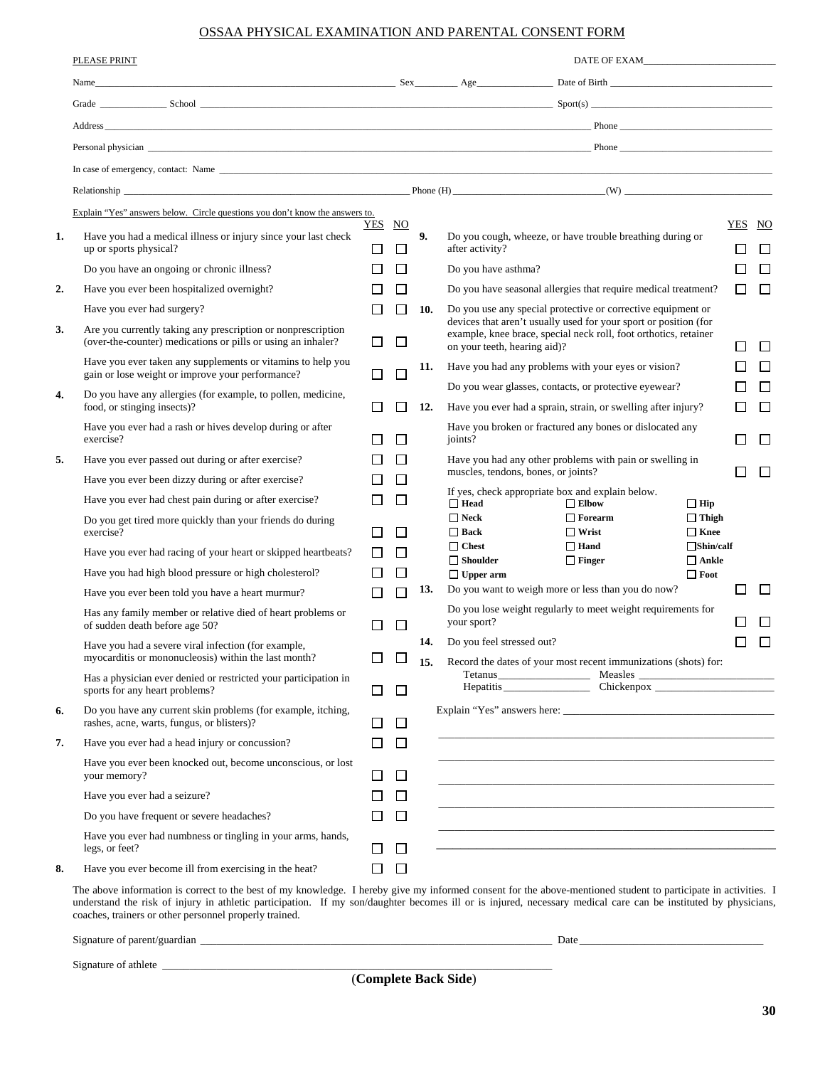# OSSAA PHYSICAL EXAMINATION AND PARENTAL CONSENT FORM

PLEASE PRINT

DATE OF EXAM\_\_\_\_\_\_\_\_\_\_\_\_\_\_\_\_\_\_\_\_

Name\_\_\_\_\_\_\_\_\_\_\_\_\_\_\_\_\_\_\_\_\_\_\_\_\_\_\_\_\_\_ Sex\_\_\_\_\_\_\_ Age\_\_\_\_\_\_\_\_\_\_ Date of Birth \_\_\_\_\_\_\_\_\_\_\_\_\_\_\_\_\_\_\_\_

Grade \_\_\_\_\_\_\_\_\_\_ School \_\_\_\_\_\_\_\_\_\_\_\_\_\_\_\_\_\_\_\_\_\_\_\_\_\_\_\_\_\_\_\_\_\_\_\_ Sport(s) \_\_\_\_\_\_\_\_\_\_\_\_\_\_\_\_\_\_\_\_

Address\_\_\_\_\_\_\_\_\_\_\_\_\_\_\_\_\_\_\_\_\_\_\_\_\_\_\_\_\_\_\_\_\_\_\_\_\_\_\_\_\_\_\_\_ Phone \_\_\_\_\_\_\_\_\_\_\_\_\_\_\_\_\_\_\_\_

Personal physician \_\_\_\_\_\_\_\_\_\_\_\_\_\_\_\_\_\_\_\_\_\_\_\_\_\_\_\_\_\_\_\_\_\_\_\_\_\_\_\_\_\_ Phone \_\_\_\_\_\_\_\_\_\_\_\_\_\_\_\_\_\_\_\_

In case of emergency, contact: Name \_\_\_\_\_\_\_\_\_\_\_\_\_\_\_\_\_\_\_\_\_\_\_\_\_\_\_\_\_\_\_\_\_\_\_\_\_\_\_\_\_\_\_\_\_\_\_\_\_\_

Relationship \_\_\_\_\_\_\_\_\_\_\_\_\_\_\_\_\_\_\_\_\_\_\_\_\_\_\_\_\_\_ Phone (H) \_\_\_\_\_\_\_\_\_\_\_\_\_\_\_\_\_\_\_\_(W) \_\_\_\_\_\_\_\_\_\_\_\_\_\_\_\_\_\_\_\_

Explain "Yes" answers below. Circle questions you don't know the answers to.

| # | Question | YES | NO |
|---|---|---|---|
| 1. | Have you had a medical illness or injury since your last check up or sports physical? | ☐ | ☐ |
| | Do you have an ongoing or chronic illness? | ☐ | ☐ |
| 2. | Have you ever been hospitalized overnight? | ☐ | ☐ |
| | Have you ever had surgery? | ☐ | ☐ |
| 3. | Are you currently taking any prescription or nonprescription (over-the-counter) medications or pills or using an inhaler? | ☐ | ☐ |
| | Have you ever taken any supplements or vitamins to help you gain or lose weight or improve your performance? | ☐ | ☐ |
| 4. | Do you have any allergies (for example, to pollen, medicine, food, or stinging insects)? | ☐ | ☐ |
| | Have you ever had a rash or hives develop during or after exercise? | ☐ | ☐ |
| 5. | Have you ever passed out during or after exercise? | ☐ | ☐ |
| | Have you ever been dizzy during or after exercise? | ☐ | ☐ |
| | Have you ever had chest pain during or after exercise? | ☐ | ☐ |
| | Do you get tired more quickly than your friends do during exercise? | ☐ | ☐ |
| | Have you ever had racing of your heart or skipped heartbeats? | ☐ | ☐ |
| | Have you had high blood pressure or high cholesterol? | ☐ | ☐ |
| | Have you ever been told you have a heart murmur? | ☐ | ☐ |
| | Has any family member or relative died of heart problems or of sudden death before age 50? | ☐ | ☐ |
| | Have you had a severe viral infection (for example, myocarditis or mononucleosis) within the last month? | ☐ | ☐ |
| | Has a physician ever denied or restricted your participation in sports for any heart problems? | ☐ | ☐ |
| 6. | Do you have any current skin problems (for example, itching, rashes, acne, warts, fungus, or blisters)? | ☐ | ☐ |
| 7. | Have you ever had a head injury or concussion? | ☐ | ☐ |
| | Have you ever been knocked out, become unconscious, or lost your memory? | ☐ | ☐ |
| | Have you ever had a seizure? | ☐ | ☐ |
| | Do you have frequent or severe headaches? | ☐ | ☐ |
| | Have you ever had numbness or tingling in your arms, hands, legs, or feet? | ☐ | ☐ |
| 8. | Have you ever become ill from exercising in the heat? | ☐ | ☐ |
| 9. | Do you cough, wheeze, or have trouble breathing during or after activity? | ☐ | ☐ |
| | Do you have asthma? | ☐ | ☐ |
| | Do you have seasonal allergies that require medical treatment? | ☐ | ☐ |
| 10. | Do you use any special protective or corrective equipment or devices that aren't usually used for your sport or position (for example, knee brace, special neck roll, foot orthotics, retainer on your teeth, hearing aid)? | ☐ | ☐ |
| 11. | Have you had any problems with your eyes or vision? | ☐ | ☐ |
| | Do you wear glasses, contacts, or protective eyewear? | ☐ | ☐ |
| 12. | Have you ever had a sprain, strain, or swelling after injury? | ☐ | ☐ |
| | Have you broken or fractured any bones or dislocated any joints? | ☐ | ☐ |
| | Have you had any other problems with pain or swelling in muscles, tendons, bones, or joints? | ☐ | ☐ |

If yes, check appropriate box and explain below.

| | | |
|---|---|---|
| ☐ **Head** | ☐ **Elbow** | ☐ **Hip** |
| ☐ **Neck** | ☐ **Forearm** | ☐ **Thigh** |
| ☐ **Back** | ☐ **Wrist** | ☐ **Knee** |
| ☐ **Chest** | ☐ **Hand** | ☐ **Shin/calf** |
| ☐ **Shoulder** | ☐ **Finger** | ☐ **Ankle** |
| ☐ **Upper arm** | | ☐ **Foot** |

| # | Question | YES | NO |
|---|---|---|---|
| 13. | Do you want to weigh more or less than you do now? | ☐ | ☐ |
| | Do you lose weight regularly to meet weight requirements for your sport? | ☐ | ☐ |
| 14. | Do you feel stressed out? | ☐ | ☐ |

15. Record the dates of your most recent immunizations (shots) for:
Tetanus\_\_\_\_\_\_\_\_\_\_\_\_ Measles \_\_\_\_\_\_\_\_\_\_\_\_
Hepatitis\_\_\_\_\_\_\_\_\_\_\_\_ Chickenpox \_\_\_\_\_\_\_\_\_\_\_\_

Explain "Yes" answers here: \_\_\_\_\_\_\_\_\_\_\_\_\_\_\_\_\_\_\_\_\_\_\_\_\_\_\_\_\_\_

\_\_\_\_\_\_\_\_\_\_\_\_\_\_\_\_\_\_\_\_\_\_\_\_\_\_\_\_\_\_\_\_\_\_\_\_\_\_\_\_

\_\_\_\_\_\_\_\_\_\_\_\_\_\_\_\_\_\_\_\_\_\_\_\_\_\_\_\_\_\_\_\_\_\_\_\_\_\_\_\_

\_\_\_\_\_\_\_\_\_\_\_\_\_\_\_\_\_\_\_\_\_\_\_\_\_\_\_\_\_\_\_\_\_\_\_\_\_\_\_\_

\_\_\_\_\_\_\_\_\_\_\_\_\_\_\_\_\_\_\_\_\_\_\_\_\_\_\_\_\_\_\_\_\_\_\_\_\_\_\_\_

\_\_\_\_\_\_\_\_\_\_\_\_\_\_\_\_\_\_\_\_\_\_\_\_\_\_\_\_\_\_\_\_\_\_\_\_\_\_\_\_

\_\_\_\_\_\_\_\_\_\_\_\_\_\_\_\_\_\_\_\_\_\_\_\_\_\_\_\_\_\_\_\_\_\_\_\_\_\_\_\_

The above information is correct to the best of my knowledge. I hereby give my informed consent for the above-mentioned student to participate in activities. I understand the risk of injury in athletic participation. If my son/daughter becomes ill or is injured, necessary medical care can be instituted by physicians, coaches, trainers or other personnel properly trained.

Signature of parent/guardian \_\_\_\_\_\_\_\_\_\_\_\_\_\_\_\_\_\_\_\_\_\_\_\_\_\_\_\_\_\_\_\_\_\_\_\_ Date \_\_\_\_\_\_\_\_\_\_\_\_\_\_\_\_\_\_\_\_

Signature of athlete \_\_\_\_\_\_\_\_\_\_\_\_\_\_\_\_\_\_\_\_\_\_\_\_\_\_\_\_\_\_\_\_\_\_\_\_

(**Complete Back Side**)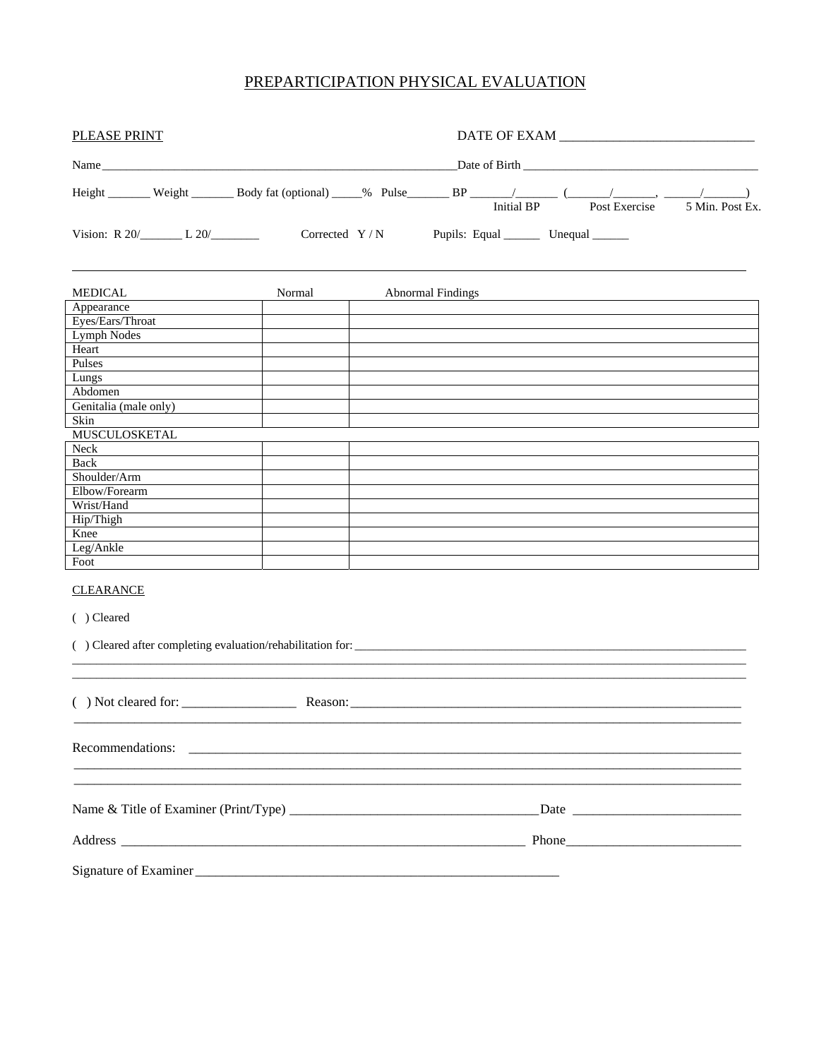# PREPARTICIPATION PHYSICAL EVALUATION

PLEASE PRINT

DATE OF EXAM ______________________________

Name ____________________________________________________________ Date of Birth ________________________________________

Height _______ Weight _______ Body fat (optional) _____% Pulse_______ BP _______/_______ (_______/_______, ______/_______)

Initial BP / Post Exercise / 5 Min. Post Ex.

Vision: R 20/_______ L 20/________ Corrected Y / N Pupils: Equal ______ Unequal ______

| MEDICAL | Normal | Abnormal Findings |
|---|---|---|
| Appearance | | |
| Eyes/Ears/Throat | | |
| Lymph Nodes | | |
| Heart | | |
| Pulses | | |
| Lungs | | |
| Abdomen | | |
| Genitalia (male only) | | |
| Skin | | |
| MUSCULOSKETAL | | |
| Neck | | |
| Back | | |
| Shoulder/Arm | | |
| Elbow/Forearm | | |
| Wrist/Hand | | |
| Hip/Thigh | | |
| Knee | | |
| Leg/Ankle | | |
| Foot | | |

CLEARANCE

( ) Cleared

( ) Cleared after completing evaluation/rehabilitation for: ____________________________________________________________________

______________________________________________________________________________________________________________

______________________________________________________________________________________________________________

( ) Not cleared for: _________________ Reason: ______________________________________________________________

______________________________________________________________________________________________________________

Recommendations: _____________________________________________________________________________________

______________________________________________________________________________________________________________

______________________________________________________________________________________________________________

Name & Title of Examiner (Print/Type) _____________________________________ Date _________________________

Address _______________________________________________________________ Phone__________________________

Signature of Examiner _______________________________________________________